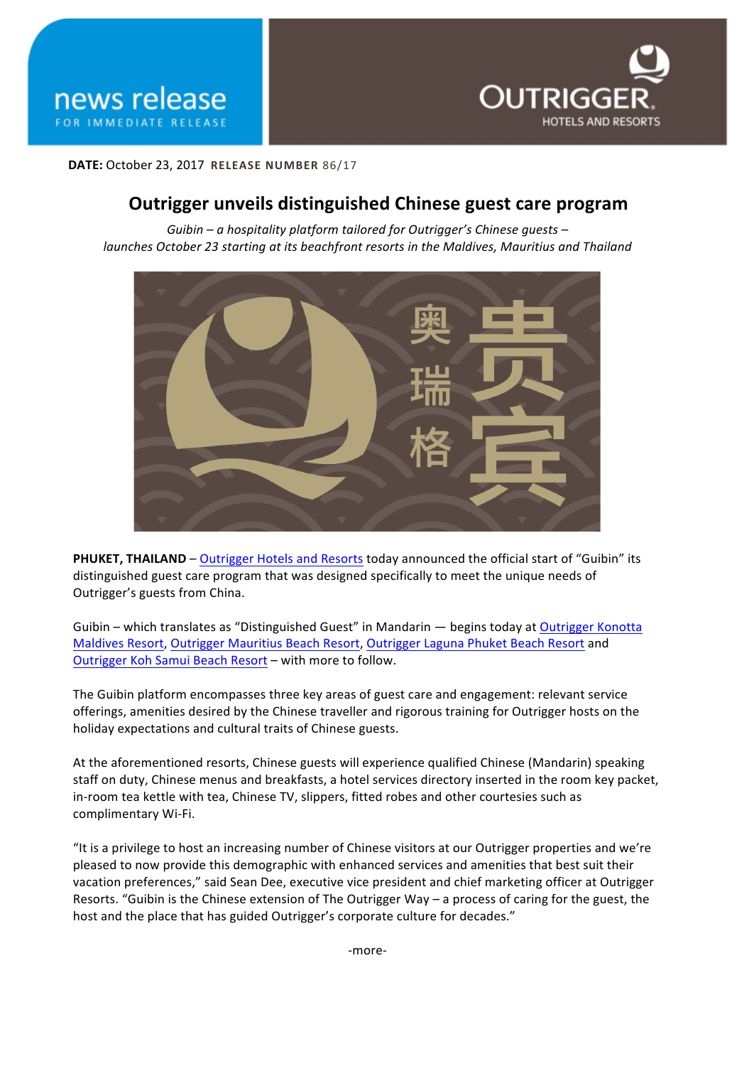news release

FOR IMMEDIATE RELEASE

OUTRIGGER HOTELS AND RESORTS

**DATE:** October 23, 2017 **RELEASE NUMBER** 86/17

# Outrigger unveils distinguished Chinese guest care program

*Guibin – a hospitality platform tailored for Outrigger's Chinese guests – launches October 23 starting at its beachfront resorts in the Maldives, Mauritius and Thailand*

**PHUKET, THAILAND** – Outrigger Hotels and Resorts today announced the official start of "Guibin" its distinguished guest care program that was designed specifically to meet the unique needs of Outrigger's guests from China.

Guibin – which translates as "Distinguished Guest" in Mandarin — begins today at Outrigger Konotta Maldives Resort, Outrigger Mauritius Beach Resort, Outrigger Laguna Phuket Beach Resort and Outrigger Koh Samui Beach Resort – with more to follow.

The Guibin platform encompasses three key areas of guest care and engagement: relevant service offerings, amenities desired by the Chinese traveller and rigorous training for Outrigger hosts on the holiday expectations and cultural traits of Chinese guests.

At the aforementioned resorts, Chinese guests will experience qualified Chinese (Mandarin) speaking staff on duty, Chinese menus and breakfasts, a hotel services directory inserted in the room key packet, in-room tea kettle with tea, Chinese TV, slippers, fitted robes and other courtesies such as complimentary Wi-Fi.

"It is a privilege to host an increasing number of Chinese visitors at our Outrigger properties and we're pleased to now provide this demographic with enhanced services and amenities that best suit their vacation preferences," said Sean Dee, executive vice president and chief marketing officer at Outrigger Resorts. "Guibin is the Chinese extension of The Outrigger Way – a process of caring for the guest, the host and the place that has guided Outrigger's corporate culture for decades."

-more-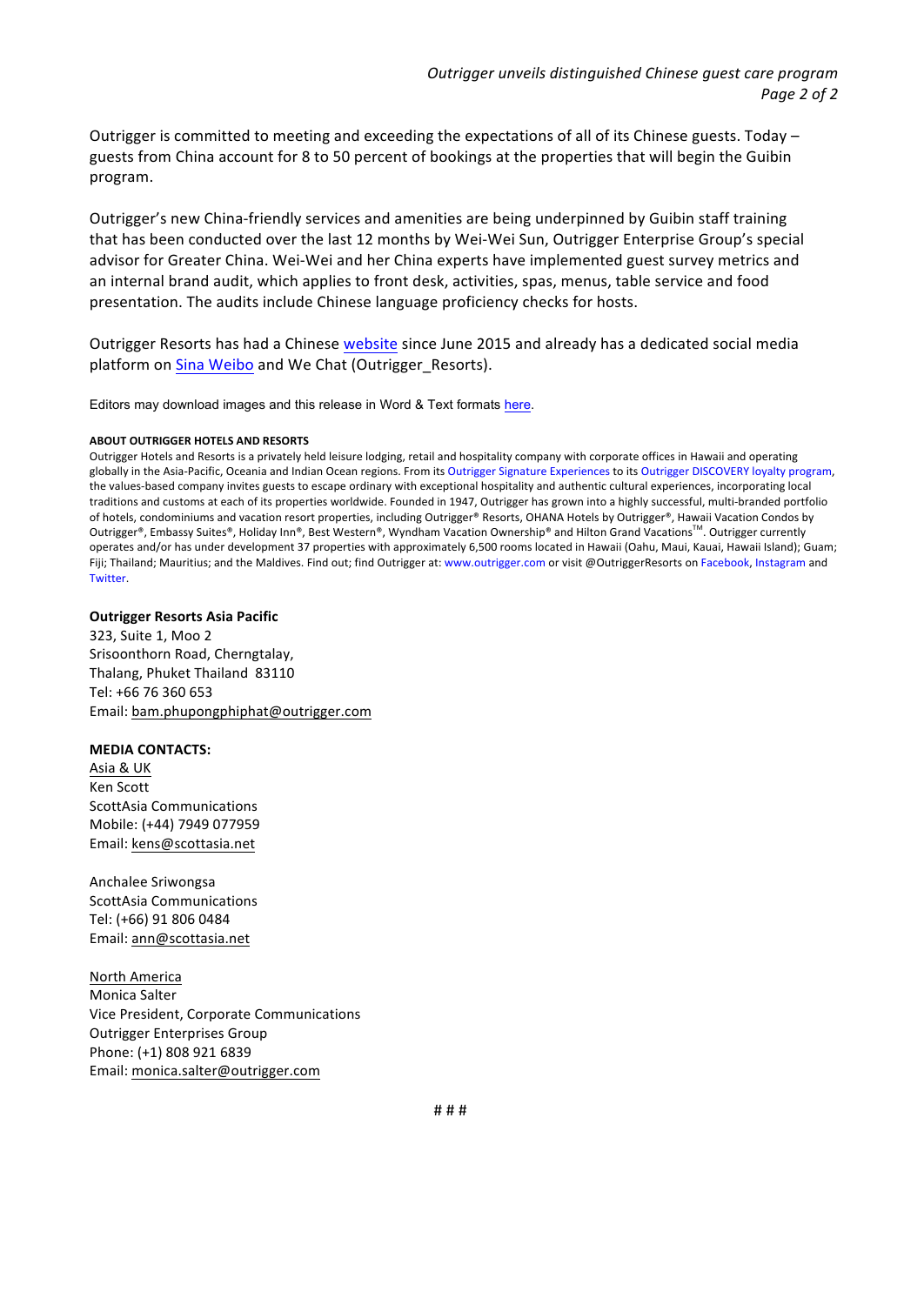Outrigger is committed to meeting and exceeding the expectations of all of its Chinese guests. Today – guests from China account for 8 to 50 percent of bookings at the properties that will begin the Guibin program.

Outrigger's new China-friendly services and amenities are being underpinned by Guibin staff training that has been conducted over the last 12 months by Wei-Wei Sun, Outrigger Enterprise Group's special advisor for Greater China. Wei-Wei and her China experts have implemented guest survey metrics and an internal brand audit, which applies to front desk, activities, spas, menus, table service and food presentation. The audits include Chinese language proficiency checks for hosts.

Outrigger Resorts has had a Chinese website since June 2015 and already has a dedicated social media platform on Sina Weibo and We Chat (Outrigger_Resorts).

Editors may download images and this release in Word & Text formats here.

**ABOUT OUTRIGGER HOTELS AND RESORTS**

Outrigger Hotels and Resorts is a privately held leisure lodging, retail and hospitality company with corporate offices in Hawaii and operating globally in the Asia-Pacific, Oceania and Indian Ocean regions. From its Outrigger Signature Experiences to its Outrigger DISCOVERY loyalty program, the values-based company invites guests to escape ordinary with exceptional hospitality and authentic cultural experiences, incorporating local traditions and customs at each of its properties worldwide. Founded in 1947, Outrigger has grown into a highly successful, multi-branded portfolio of hotels, condominiums and vacation resort properties, including Outrigger® Resorts, OHANA Hotels by Outrigger®, Hawaii Vacation Condos by Outrigger®, Embassy Suites®, Holiday Inn®, Best Western®, Wyndham Vacation Ownership® and Hilton Grand Vacations™. Outrigger currently operates and/or has under development 37 properties with approximately 6,500 rooms located in Hawaii (Oahu, Maui, Kauai, Hawaii Island); Guam; Fiji; Thailand; Mauritius; and the Maldives. Find out; find Outrigger at: www.outrigger.com or visit @OutriggerResorts on Facebook, Instagram and Twitter.

**Outrigger Resorts Asia Pacific**
323, Suite 1, Moo 2
Srisoonthorn Road, Cherngtalay,
Thalang, Phuket Thailand 83110
Tel: +66 76 360 653
Email: bam.phupongphiphat@outrigger.com

**MEDIA CONTACTS:**

Asia & UK
Ken Scott
ScottAsia Communications
Mobile: (+44) 7949 077959
Email: kens@scottasia.net

Anchalee Sriwongsa
ScottAsia Communications
Tel: (+66) 91 806 0484
Email: ann@scottasia.net

North America
Monica Salter
Vice President, Corporate Communications
Outrigger Enterprises Group
Phone: (+1) 808 921 6839
Email: monica.salter@outrigger.com

# # #